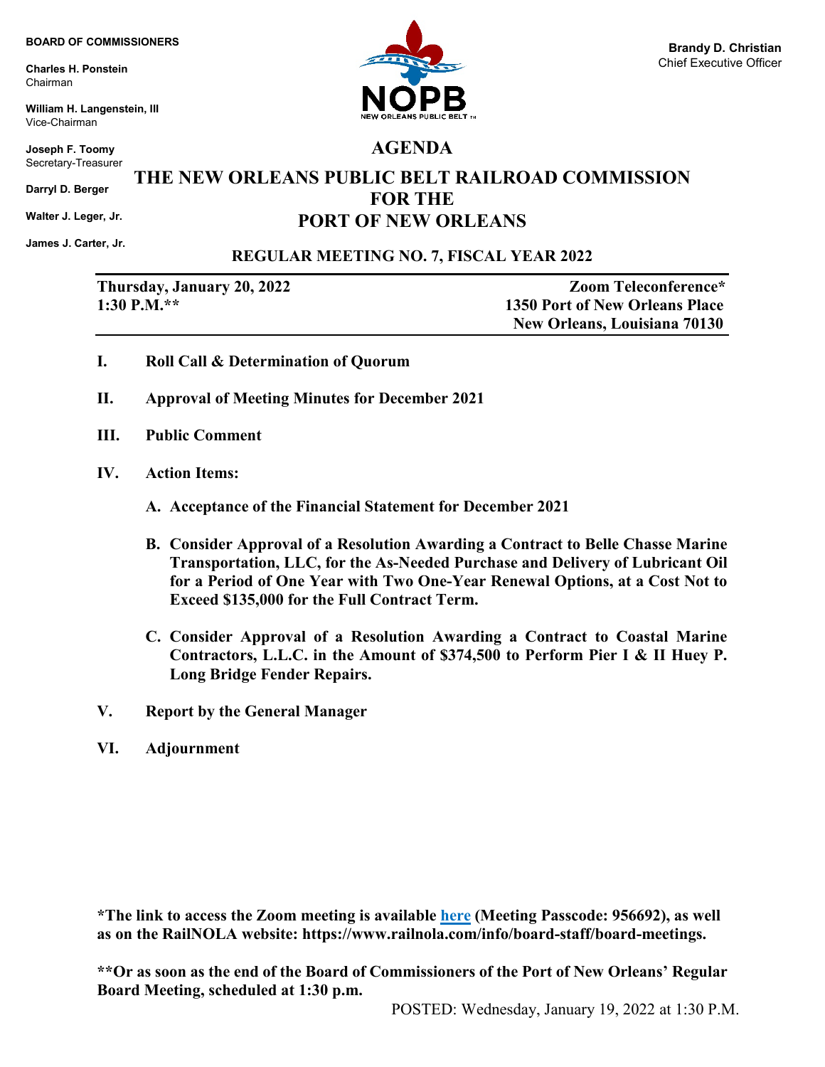**BOARD OF COMMISSIONERS**

**Charles H. Ponstein**
Chairman

**William H. Langenstein, III**
Vice-Chairman

**Joseph F. Toomy**
Secretary-Treasurer

**Darryl D. Berger**

**Walter J. Leger, Jr.**

**James J. Carter, Jr.**

NOPB
NEW ORLEANS PUBLIC BELT

**Brandy D. Christian**
Chief Executive Officer

# AGENDA

# THE NEW ORLEANS PUBLIC BELT RAILROAD COMMISSION FOR THE PORT OF NEW ORLEANS

## REGULAR MEETING NO. 7, FISCAL YEAR 2022

| | |
|---|---|
| **Thursday, January 20, 2022** | **Zoom Teleconference*** |
| **1:30 P.M.**** | **1350 Port of New Orleans Place** |
| | **New Orleans, Louisiana 70130** |

**I. Roll Call & Determination of Quorum**

**II. Approval of Meeting Minutes for December 2021**

**III. Public Comment**

**IV. Action Items:**

- **A. Acceptance of the Financial Statement for December 2021**

- **B. Consider Approval of a Resolution Awarding a Contract to Belle Chasse Marine Transportation, LLC, for the As-Needed Purchase and Delivery of Lubricant Oil for a Period of One Year with Two One-Year Renewal Options, at a Cost Not to Exceed $135,000 for the Full Contract Term.**

- **C. Consider Approval of a Resolution Awarding a Contract to Coastal Marine Contractors, L.L.C. in the Amount of $374,500 to Perform Pier I & II Huey P. Long Bridge Fender Repairs.**

**V. Report by the General Manager**

**VI. Adjournment**

**\*The link to access the Zoom meeting is available here (Meeting Passcode: 956692), as well as on the RailNOLA website: https://www.railnola.com/info/board-staff/board-meetings.**

**\*\*Or as soon as the end of the Board of Commissioners of the Port of New Orleans' Regular Board Meeting, scheduled at 1:30 p.m.**

POSTED: Wednesday, January 19, 2022 at 1:30 P.M.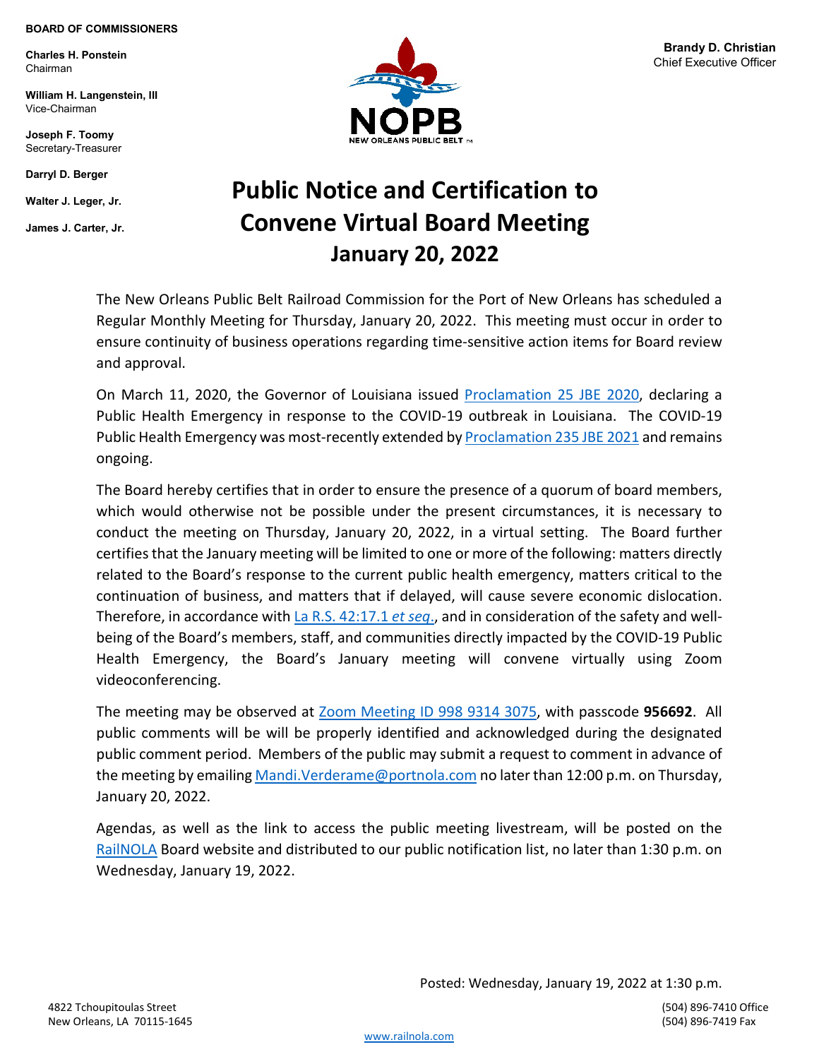**BOARD OF COMMISSIONERS**

**Charles H. Ponstein**
Chairman

**William H. Langenstein, III**
Vice-Chairman

**Joseph F. Toomy**
Secretary-Treasurer

**Darryl D. Berger**

**Walter J. Leger, Jr.**

**James J. Carter, Jr.**

**Brandy D. Christian**
Chief Executive Officer

NOPB
NEW ORLEANS PUBLIC BELT

# Public Notice and Certification to Convene Virtual Board Meeting

## January 20, 2022

The New Orleans Public Belt Railroad Commission for the Port of New Orleans has scheduled a Regular Monthly Meeting for Thursday, January 20, 2022. This meeting must occur in order to ensure continuity of business operations regarding time-sensitive action items for Board review and approval.

On March 11, 2020, the Governor of Louisiana issued Proclamation 25 JBE 2020, declaring a Public Health Emergency in response to the COVID-19 outbreak in Louisiana. The COVID-19 Public Health Emergency was most-recently extended by Proclamation 235 JBE 2021 and remains ongoing.

The Board hereby certifies that in order to ensure the presence of a quorum of board members, which would otherwise not be possible under the present circumstances, it is necessary to conduct the meeting on Thursday, January 20, 2022, in a virtual setting. The Board further certifies that the January meeting will be limited to one or more of the following: matters directly related to the Board's response to the current public health emergency, matters critical to the continuation of business, and matters that if delayed, will cause severe economic dislocation. Therefore, in accordance with La R.S. 42:17.1 *et seq.*, and in consideration of the safety and well-being of the Board's members, staff, and communities directly impacted by the COVID-19 Public Health Emergency, the Board's January meeting will convene virtually using Zoom videoconferencing.

The meeting may be observed at Zoom Meeting ID 998 9314 3075, with passcode **956692**. All public comments will be will be properly identified and acknowledged during the designated public comment period. Members of the public may submit a request to comment in advance of the meeting by emailing Mandi.Verderame@portnola.com no later than 12:00 p.m. on Thursday, January 20, 2022.

Agendas, as well as the link to access the public meeting livestream, will be posted on the RailNOLA Board website and distributed to our public notification list, no later than 1:30 p.m. on Wednesday, January 19, 2022.

Posted: Wednesday, January 19, 2022 at 1:30 p.m.

4822 Tchoupitoulas Street
New Orleans, LA 70115-1645

(504) 896-7410 Office
(504) 896-7419 Fax

www.railnola.com